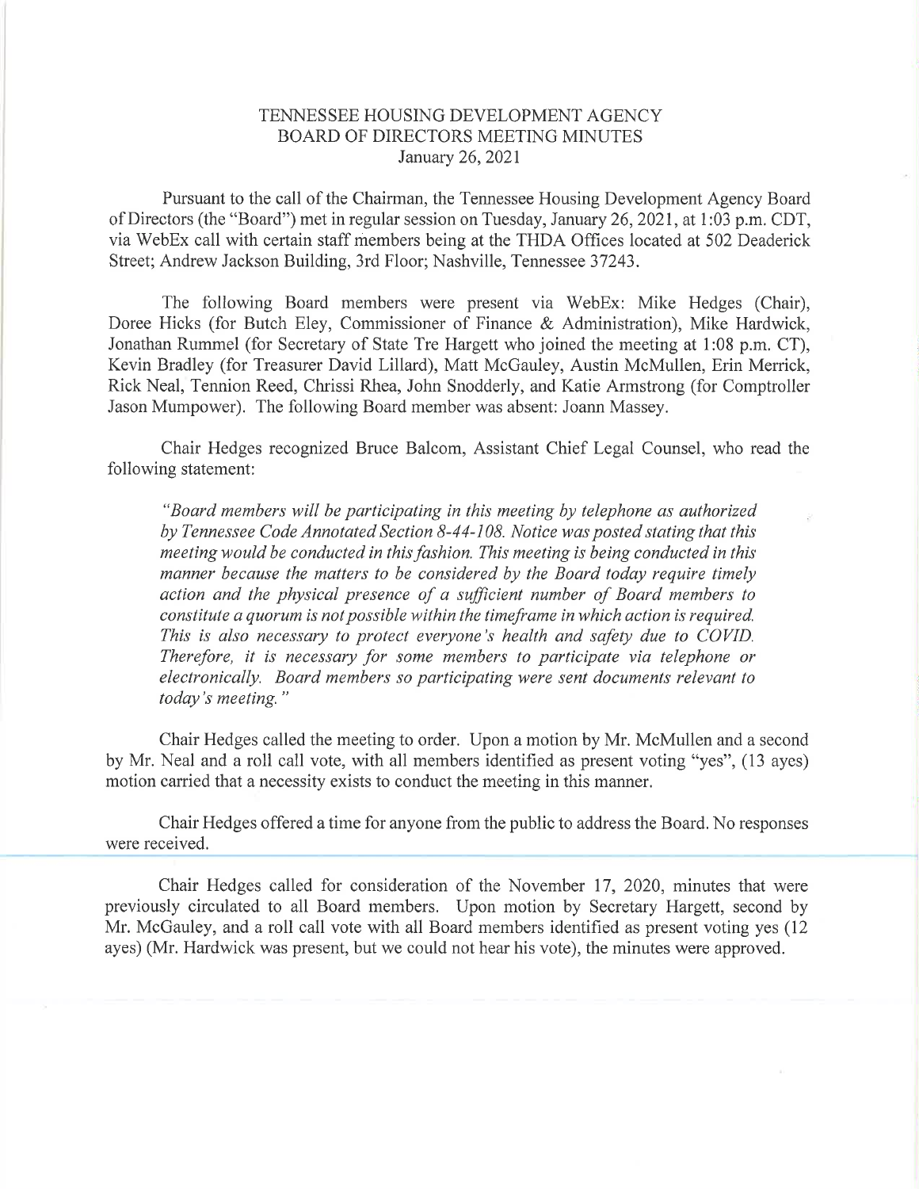# TENNESSEE HOUSING DEVELOPMENT AGENCY
## BOARD OF DIRECTORS MEETING MINUTES
### January 26, 2021

Pursuant to the call of the Chairman, the Tennessee Housing Development Agency Board of Directors (the "Board") met in regular session on Tuesday, January 26, 2021, at 1:03 p.m. CDT, via WebEx call with certain staff members being at the THDA Offices located at 502 Deaderick Street; Andrew Jackson Building, 3rd Floor; Nashville, Tennessee 37243.

The following Board members were present via WebEx: Mike Hedges (Chair), Doree Hicks (for Butch Eley, Commissioner of Finance & Administration), Mike Hardwick, Jonathan Rummel (for Secretary of State Tre Hargett who joined the meeting at 1:08 p.m. CT), Kevin Bradley (for Treasurer David Lillard), Matt McGauley, Austin McMullen, Erin Merrick, Rick Neal, Tennion Reed, Chrissi Rhea, John Snodderly, and Katie Armstrong (for Comptroller Jason Mumpower). The following Board member was absent: Joann Massey.

Chair Hedges recognized Bruce Balcom, Assistant Chief Legal Counsel, who read the following statement:

> *"Board members will be participating in this meeting by telephone as authorized by Tennessee Code Annotated Section 8-44-108. Notice was posted stating that this meeting would be conducted in this fashion. This meeting is being conducted in this manner because the matters to be considered by the Board today require timely action and the physical presence of a sufficient number of Board members to constitute a quorum is not possible within the timeframe in which action is required. This is also necessary to protect everyone's health and safety due to COVID. Therefore, it is necessary for some members to participate via telephone or electronically. Board members so participating were sent documents relevant to today's meeting."*

Chair Hedges called the meeting to order. Upon a motion by Mr. McMullen and a second by Mr. Neal and a roll call vote, with all members identified as present voting "yes", (13 ayes) motion carried that a necessity exists to conduct the meeting in this manner.

Chair Hedges offered a time for anyone from the public to address the Board. No responses were received.

Chair Hedges called for consideration of the November 17, 2020, minutes that were previously circulated to all Board members. Upon motion by Secretary Hargett, second by Mr. McGauley, and a roll call vote with all Board members identified as present voting yes (12 ayes) (Mr. Hardwick was present, but we could not hear his vote), the minutes were approved.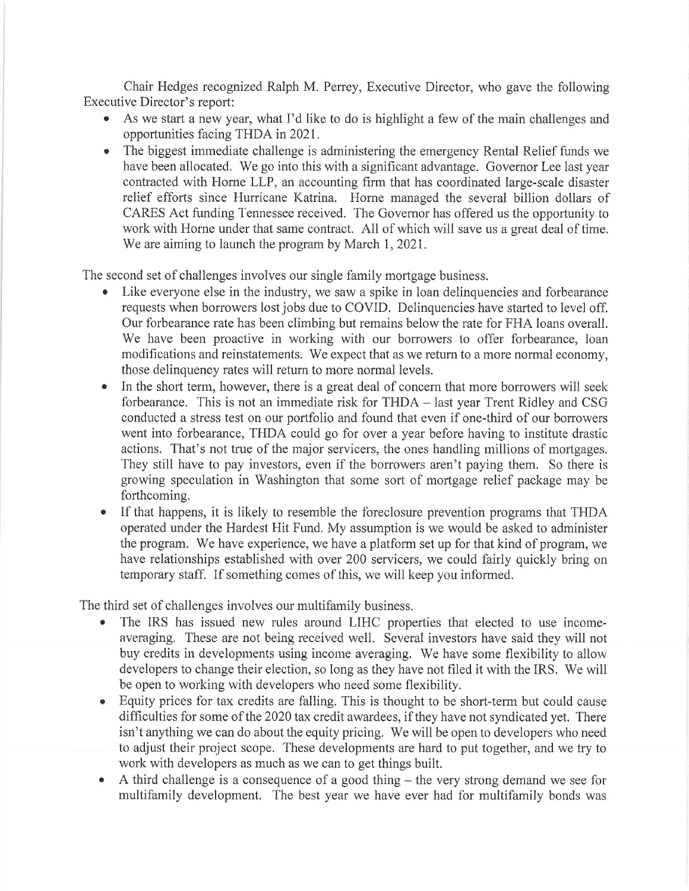Chair Hedges recognized Ralph M. Perrey, Executive Director, who gave the following Executive Director's report:

- As we start a new year, what I'd like to do is highlight a few of the main challenges and opportunities facing THDA in 2021.
- The biggest immediate challenge is administering the emergency Rental Relief funds we have been allocated. We go into this with a significant advantage. Governor Lee last year contracted with Horne LLP, an accounting firm that has coordinated large-scale disaster relief efforts since Hurricane Katrina. Horne managed the several billion dollars of CARES Act funding Tennessee received. The Governor has offered us the opportunity to work with Horne under that same contract. All of which will save us a great deal of time. We are aiming to launch the program by March 1, 2021.

The second set of challenges involves our single family mortgage business.

- Like everyone else in the industry, we saw a spike in loan delinquencies and forbearance requests when borrowers lost jobs due to COVID. Delinquencies have started to level off. Our forbearance rate has been climbing but remains below the rate for FHA loans overall. We have been proactive in working with our borrowers to offer forbearance, loan modifications and reinstatements. We expect that as we return to a more normal economy, those delinquency rates will return to more normal levels.
- In the short term, however, there is a great deal of concern that more borrowers will seek forbearance. This is not an immediate risk for THDA – last year Trent Ridley and CSG conducted a stress test on our portfolio and found that even if one-third of our borrowers went into forbearance, THDA could go for over a year before having to institute drastic actions. That's not true of the major servicers, the ones handling millions of mortgages. They still have to pay investors, even if the borrowers aren't paying them. So there is growing speculation in Washington that some sort of mortgage relief package may be forthcoming.
- If that happens, it is likely to resemble the foreclosure prevention programs that THDA operated under the Hardest Hit Fund. My assumption is we would be asked to administer the program. We have experience, we have a platform set up for that kind of program, we have relationships established with over 200 servicers, we could fairly quickly bring on temporary staff. If something comes of this, we will keep you informed.

The third set of challenges involves our multifamily business.

- The IRS has issued new rules around LIHC properties that elected to use income-averaging. These are not being received well. Several investors have said they will not buy credits in developments using income averaging. We have some flexibility to allow developers to change their election, so long as they have not filed it with the IRS. We will be open to working with developers who need some flexibility.
- Equity prices for tax credits are falling. This is thought to be short-term but could cause difficulties for some of the 2020 tax credit awardees, if they have not syndicated yet. There isn't anything we can do about the equity pricing. We will be open to developers who need to adjust their project scope. These developments are hard to put together, and we try to work with developers as much as we can to get things built.
- A third challenge is a consequence of a good thing – the very strong demand we see for multifamily development. The best year we have ever had for multifamily bonds was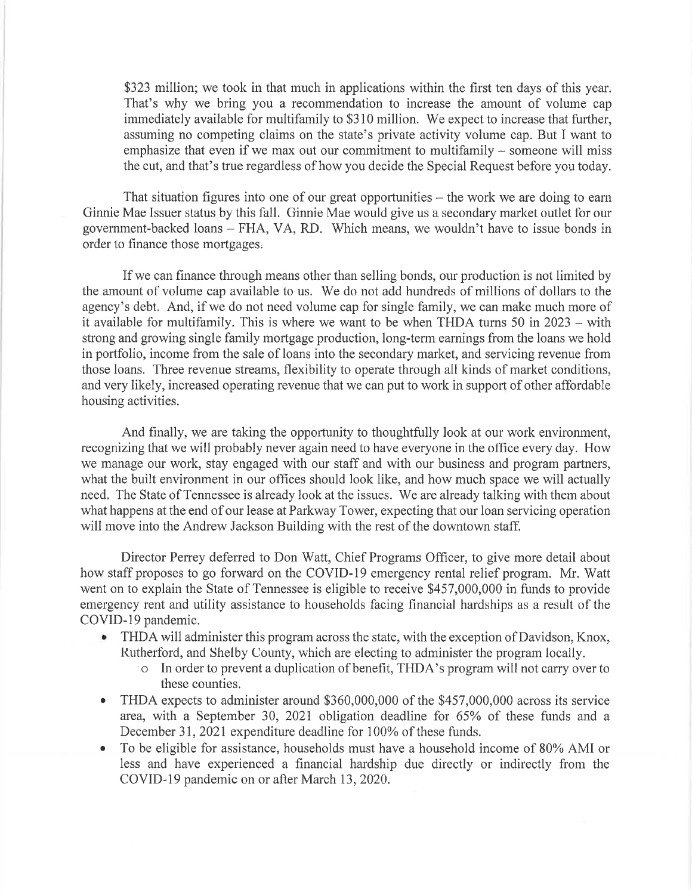$323 million; we took in that much in applications within the first ten days of this year. That's why we bring you a recommendation to increase the amount of volume cap immediately available for multifamily to $310 million. We expect to increase that further, assuming no competing claims on the state's private activity volume cap. But I want to emphasize that even if we max out our commitment to multifamily – someone will miss the cut, and that's true regardless of how you decide the Special Request before you today.

That situation figures into one of our great opportunities – the work we are doing to earn Ginnie Mae Issuer status by this fall. Ginnie Mae would give us a secondary market outlet for our government-backed loans – FHA, VA, RD. Which means, we wouldn't have to issue bonds in order to finance those mortgages.

If we can finance through means other than selling bonds, our production is not limited by the amount of volume cap available to us. We do not add hundreds of millions of dollars to the agency's debt. And, if we do not need volume cap for single family, we can make much more of it available for multifamily. This is where we want to be when THDA turns 50 in 2023 – with strong and growing single family mortgage production, long-term earnings from the loans we hold in portfolio, income from the sale of loans into the secondary market, and servicing revenue from those loans. Three revenue streams, flexibility to operate through all kinds of market conditions, and very likely, increased operating revenue that we can put to work in support of other affordable housing activities.

And finally, we are taking the opportunity to thoughtfully look at our work environment, recognizing that we will probably never again need to have everyone in the office every day. How we manage our work, stay engaged with our staff and with our business and program partners, what the built environment in our offices should look like, and how much space we will actually need. The State of Tennessee is already look at the issues. We are already talking with them about what happens at the end of our lease at Parkway Tower, expecting that our loan servicing operation will move into the Andrew Jackson Building with the rest of the downtown staff.

Director Perrey deferred to Don Watt, Chief Programs Officer, to give more detail about how staff proposes to go forward on the COVID-19 emergency rental relief program. Mr. Watt went on to explain the State of Tennessee is eligible to receive $457,000,000 in funds to provide emergency rent and utility assistance to households facing financial hardships as a result of the COVID-19 pandemic.

- THDA will administer this program across the state, with the exception of Davidson, Knox, Rutherford, and Shelby County, which are electing to administer the program locally.
  - In order to prevent a duplication of benefit, THDA's program will not carry over to these counties.
- THDA expects to administer around $360,000,000 of the $457,000,000 across its service area, with a September 30, 2021 obligation deadline for 65% of these funds and a December 31, 2021 expenditure deadline for 100% of these funds.
- To be eligible for assistance, households must have a household income of 80% AMI or less and have experienced a financial hardship due directly or indirectly from the COVID-19 pandemic on or after March 13, 2020.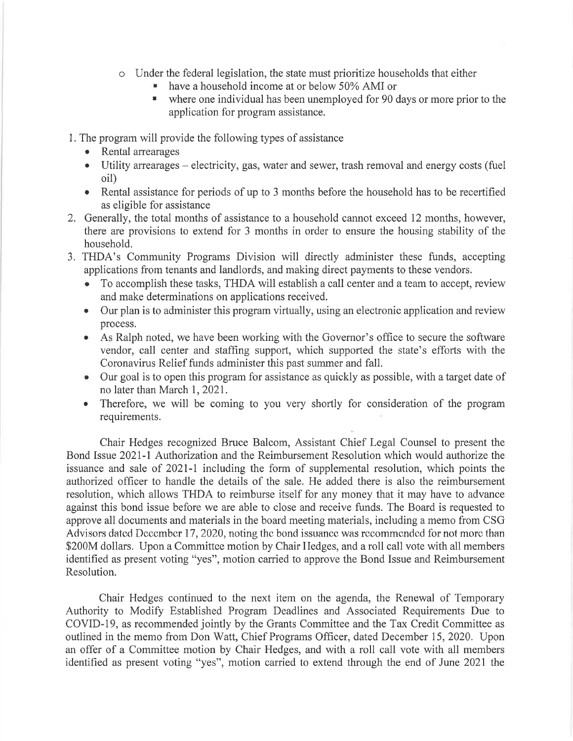- Under the federal legislation, the state must prioritize households that either
    - have a household income at or below 50% AMI or
    - where one individual has been unemployed for 90 days or more prior to the application for program assistance.

1. The program will provide the following types of assistance
    - Rental arrearages
    - Utility arrearages – electricity, gas, water and sewer, trash removal and energy costs (fuel oil)
    - Rental assistance for periods of up to 3 months before the household has to be recertified as eligible for assistance
2. Generally, the total months of assistance to a household cannot exceed 12 months, however, there are provisions to extend for 3 months in order to ensure the housing stability of the household.
3. THDA's Community Programs Division will directly administer these funds, accepting applications from tenants and landlords, and making direct payments to these vendors.
    - To accomplish these tasks, THDA will establish a call center and a team to accept, review and make determinations on applications received.
    - Our plan is to administer this program virtually, using an electronic application and review process.
    - As Ralph noted, we have been working with the Governor's office to secure the software vendor, call center and staffing support, which supported the state's efforts with the Coronavirus Relief funds administer this past summer and fall.
    - Our goal is to open this program for assistance as quickly as possible, with a target date of no later than March 1, 2021.
    - Therefore, we will be coming to you very shortly for consideration of the program requirements.

Chair Hedges recognized Bruce Balcom, Assistant Chief Legal Counsel to present the Bond Issue 2021-1 Authorization and the Reimbursement Resolution which would authorize the issuance and sale of 2021-1 including the form of supplemental resolution, which points the authorized officer to handle the details of the sale. He added there is also the reimbursement resolution, which allows THDA to reimburse itself for any money that it may have to advance against this bond issue before we are able to close and receive funds. The Board is requested to approve all documents and materials in the board meeting materials, including a memo from CSG Advisors dated December 17, 2020, noting the bond issuance was recommended for not more than $200M dollars. Upon a Committee motion by Chair Hedges, and a roll call vote with all members identified as present voting "yes", motion carried to approve the Bond Issue and Reimbursement Resolution.

Chair Hedges continued to the next item on the agenda, the Renewal of Temporary Authority to Modify Established Program Deadlines and Associated Requirements Due to COVID-19, as recommended jointly by the Grants Committee and the Tax Credit Committee as outlined in the memo from Don Watt, Chief Programs Officer, dated December 15, 2020. Upon an offer of a Committee motion by Chair Hedges, and with a roll call vote with all members identified as present voting "yes", motion carried to extend through the end of June 2021 the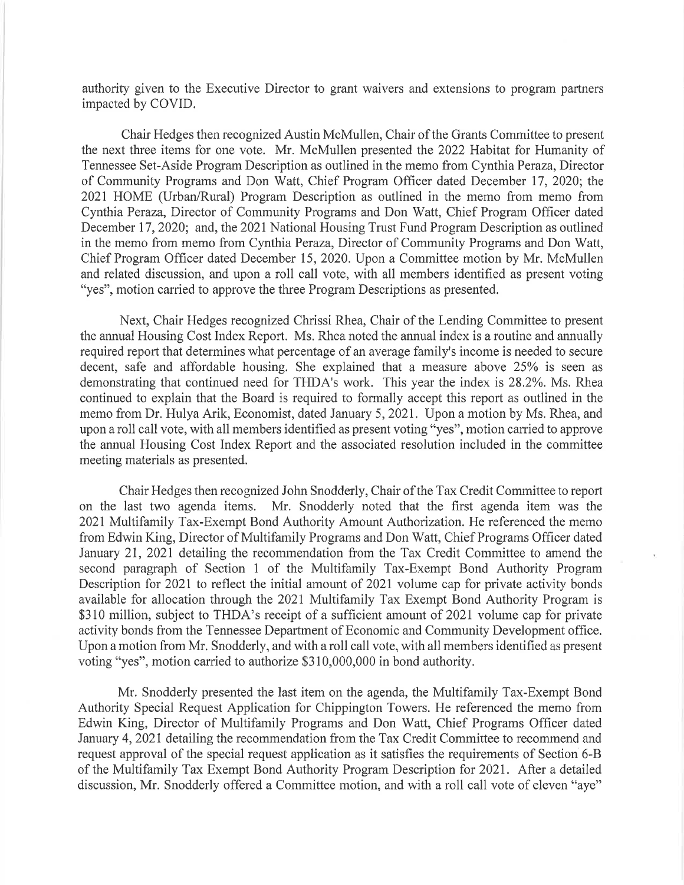authority given to the Executive Director to grant waivers and extensions to program partners impacted by COVID.

Chair Hedges then recognized Austin McMullen, Chair of the Grants Committee to present the next three items for one vote. Mr. McMullen presented the 2022 Habitat for Humanity of Tennessee Set-Aside Program Description as outlined in the memo from Cynthia Peraza, Director of Community Programs and Don Watt, Chief Program Officer dated December 17, 2020; the 2021 HOME (Urban/Rural) Program Description as outlined in the memo from memo from Cynthia Peraza, Director of Community Programs and Don Watt, Chief Program Officer dated December 17, 2020; and, the 2021 National Housing Trust Fund Program Description as outlined in the memo from memo from Cynthia Peraza, Director of Community Programs and Don Watt, Chief Program Officer dated December 15, 2020. Upon a Committee motion by Mr. McMullen and related discussion, and upon a roll call vote, with all members identified as present voting "yes", motion carried to approve the three Program Descriptions as presented.

Next, Chair Hedges recognized Chrissi Rhea, Chair of the Lending Committee to present the annual Housing Cost Index Report. Ms. Rhea noted the annual index is a routine and annually required report that determines what percentage of an average family's income is needed to secure decent, safe and affordable housing. She explained that a measure above 25% is seen as demonstrating that continued need for THDA's work. This year the index is 28.2%. Ms. Rhea continued to explain that the Board is required to formally accept this report as outlined in the memo from Dr. Hulya Arik, Economist, dated January 5, 2021. Upon a motion by Ms. Rhea, and upon a roll call vote, with all members identified as present voting "yes", motion carried to approve the annual Housing Cost Index Report and the associated resolution included in the committee meeting materials as presented.

Chair Hedges then recognized John Snodderly, Chair of the Tax Credit Committee to report on the last two agenda items. Mr. Snodderly noted that the first agenda item was the 2021 Multifamily Tax-Exempt Bond Authority Amount Authorization. He referenced the memo from Edwin King, Director of Multifamily Programs and Don Watt, Chief Programs Officer dated January 21, 2021 detailing the recommendation from the Tax Credit Committee to amend the second paragraph of Section 1 of the Multifamily Tax-Exempt Bond Authority Program Description for 2021 to reflect the initial amount of 2021 volume cap for private activity bonds available for allocation through the 2021 Multifamily Tax Exempt Bond Authority Program is $310 million, subject to THDA's receipt of a sufficient amount of 2021 volume cap for private activity bonds from the Tennessee Department of Economic and Community Development office. Upon a motion from Mr. Snodderly, and with a roll call vote, with all members identified as present voting "yes", motion carried to authorize $310,000,000 in bond authority.

Mr. Snodderly presented the last item on the agenda, the Multifamily Tax-Exempt Bond Authority Special Request Application for Chippington Towers. He referenced the memo from Edwin King, Director of Multifamily Programs and Don Watt, Chief Programs Officer dated January 4, 2021 detailing the recommendation from the Tax Credit Committee to recommend and request approval of the special request application as it satisfies the requirements of Section 6-B of the Multifamily Tax Exempt Bond Authority Program Description for 2021. After a detailed discussion, Mr. Snodderly offered a Committee motion, and with a roll call vote of eleven "aye"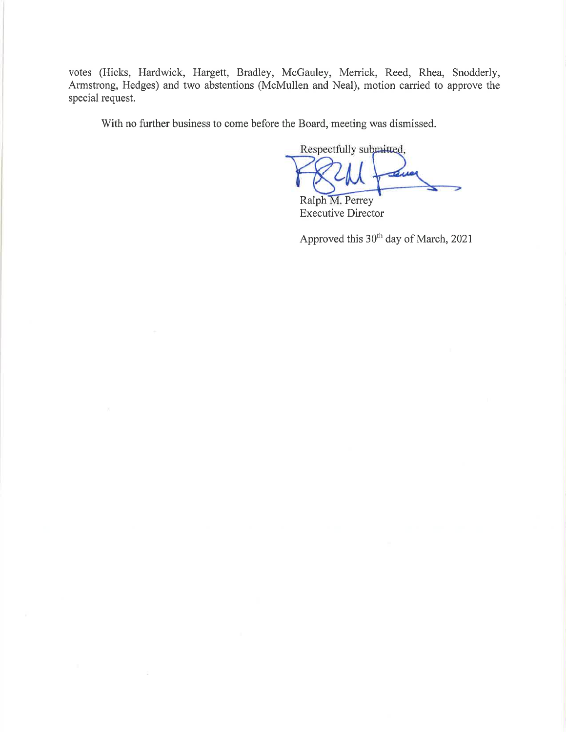votes (Hicks, Hardwick, Hargett, Bradley, McGauley, Merrick, Reed, Rhea, Snodderly, Armstrong, Hedges) and two abstentions (McMullen and Neal), motion carried to approve the special request.

With no further business to come before the Board, meeting was dismissed.

Respectfully submitted,

Ralph M. Perrey
Executive Director

Approved this 30th day of March, 2021